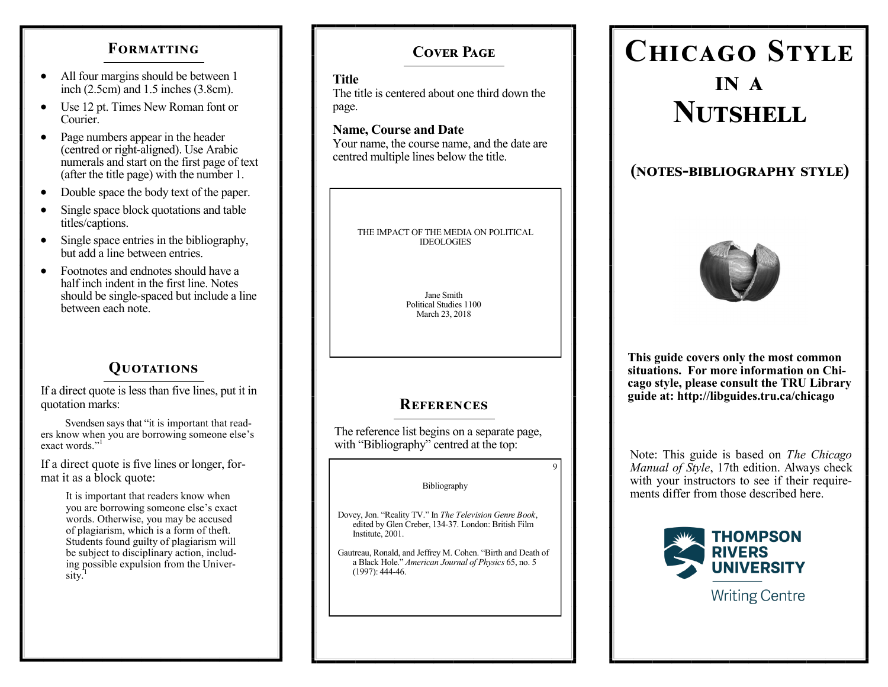## Formatting

- All four margins should be between 1 inch (2.5cm) and 1.5 inches (3.8cm).
- Use 12 pt. Times New Roman font or Courier.
- Page numbers appear in the header (centred or right-aligned). Use Arabic numerals and start on the first page of text (after the title page) with the number 1.
- Double space the body text of the paper.
- Single space block quotations and table titles/captions.
- Single space entries in the bibliography, but add a line between entries.
- Footnotes and endnotes should have a half inch indent in the first line. Notes should be single-spaced but include a line between each note.

## Quotations

If a direct quote is less than five lines, put it in quotation marks:

> Svendsen says that "it is important that readers know when you are borrowing someone else's exact words."[1]

If a direct quote is five lines or longer, format it as a block quote:

> It is important that readers know when you are borrowing someone else's exact words. Otherwise, you may be accused of plagiarism, which is a form of theft. Students found guilty of plagiarism will be subject to disciplinary action, including possible expulsion from the University.[1]

## Cover Page

**Title**
The title is centered about one third down the page.

**Name, Course and Date**
Your name, the course name, and the date are centred multiple lines below the title.

> THE IMPACT OF THE MEDIA ON POLITICAL IDEOLOGIES
>
> Jane Smith
> Political Studies 1100
> March 23, 2018

## References

The reference list begins on a separate page, with "Bibliography" centred at the top:

> 9
>
> Bibliography
>
> Dovey, Jon. "Reality TV." In *The Television Genre Book*, edited by Glen Creber, 134-37. London: British Film Institute, 2001.
>
> Gautreau, Ronald, and Jeffrey M. Cohen. "Birth and Death of a Black Hole." *American Journal of Physics* 65, no. 5 (1997): 444-46.

# Chicago Style in a Nutshell

## (notes-bibliography style)

**This guide covers only the most common situations. For more information on Chicago style, please consult the TRU Library guide at: http://libguides.tru.ca/chicago**

Note: This guide is based on *The Chicago Manual of Style*, 17th edition. Always check with your instructors to see if their requirements differ from those described here.

Thompson Rivers University
Writing Centre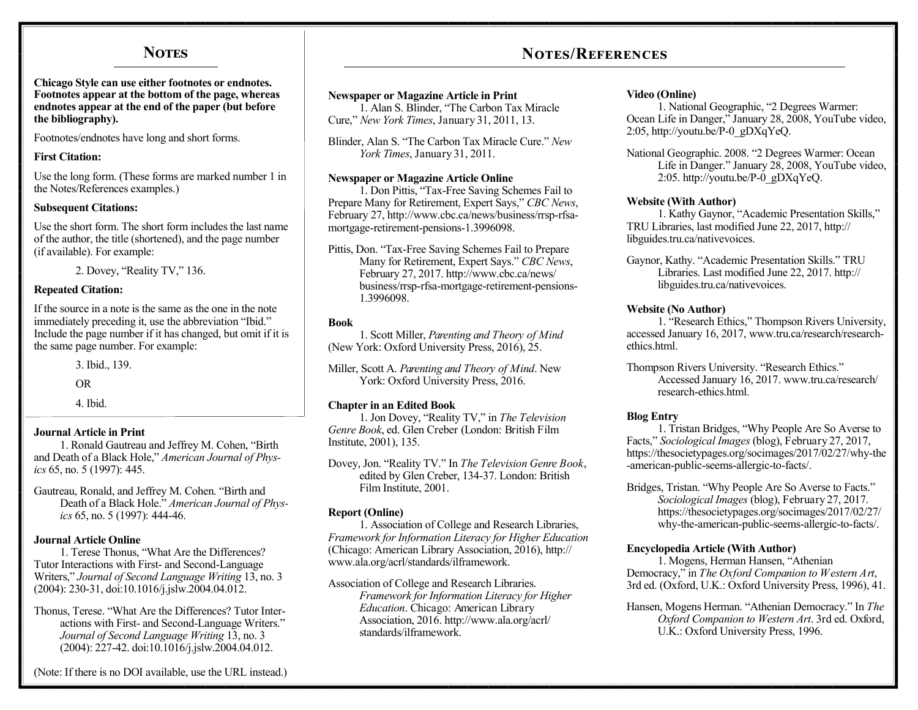## Notes

**Chicago Style can use either footnotes or endnotes. Footnotes appear at the bottom of the page, whereas endnotes appear at the end of the paper (but before the bibliography).**

Footnotes/endnotes have long and short forms.

**First Citation:**

Use the long form. (These forms are marked number 1 in the Notes/References examples.)

**Subsequent Citations:**

Use the short form. The short form includes the last name of the author, the title (shortened), and the page number (if available). For example:

2. Dovey, "Reality TV," 136.

**Repeated Citation:**

If the source in a note is the same as the one in the note immediately preceding it, use the abbreviation "Ibid." Include the page number if it has changed, but omit if it is the same page number. For example:

3. Ibid., 139.

OR

4. Ibid.

**Journal Article in Print**

1. Ronald Gautreau and Jeffrey M. Cohen, "Birth and Death of a Black Hole," *American Journal of Physics* 65, no. 5 (1997): 445.

Gautreau, Ronald, and Jeffrey M. Cohen. "Birth and Death of a Black Hole." *American Journal of Physics* 65, no. 5 (1997): 444-46.

**Journal Article Online**

1. Terese Thonus, "What Are the Differences? Tutor Interactions with First- and Second-Language Writers," *Journal of Second Language Writing* 13, no. 3 (2004): 230-31, doi:10.1016/j.jslw.2004.04.012.

Thonus, Terese. "What Are the Differences? Tutor Interactions with First- and Second-Language Writers." *Journal of Second Language Writing* 13, no. 3 (2004): 227-42. doi:10.1016/j.jslw.2004.04.012.

(Note: If there is no DOI available, use the URL instead.)

## Notes/References

**Newspaper or Magazine Article in Print**

1. Alan S. Blinder, "The Carbon Tax Miracle Cure," *New York Times*, January 31, 2011, 13.

Blinder, Alan S. "The Carbon Tax Miracle Cure." *New York Times*, January 31, 2011.

**Newspaper or Magazine Article Online**

1. Don Pittis, "Tax-Free Saving Schemes Fail to Prepare Many for Retirement, Expert Says," *CBC News*, February 27, http://www.cbc.ca/news/business/rrsp-rfsa-mortgage-retirement-pensions-1.3996098.

Pittis, Don. "Tax-Free Saving Schemes Fail to Prepare Many for Retirement, Expert Says." *CBC News*, February 27, 2017. http://www.cbc.ca/news/business/rrsp-rfsa-mortgage-retirement-pensions-1.3996098.

**Book**

1. Scott Miller, *Parenting and Theory of Mind* (New York: Oxford University Press, 2016), 25.

Miller, Scott A. *Parenting and Theory of Mind*. New York: Oxford University Press, 2016.

**Chapter in an Edited Book**

1. Jon Dovey, "Reality TV," in *The Television Genre Book*, ed. Glen Creber (London: British Film Institute, 2001), 135.

Dovey, Jon. "Reality TV." In *The Television Genre Book*, edited by Glen Creber, 134-37. London: British Film Institute, 2001.

**Report (Online)**

1. Association of College and Research Libraries, *Framework for Information Literacy for Higher Education* (Chicago: American Library Association, 2016), http://www.ala.org/acrl/standards/ilframework.

Association of College and Research Libraries. *Framework for Information Literacy for Higher Education*. Chicago: American Library Association, 2016. http://www.ala.org/acrl/standards/ilframework.

**Video (Online)**

1. National Geographic, "2 Degrees Warmer: Ocean Life in Danger," January 28, 2008, YouTube video, 2:05, http://youtu.be/P-0_gDXqYeQ.

National Geographic. 2008. "2 Degrees Warmer: Ocean Life in Danger." January 28, 2008, YouTube video, 2:05. http://youtu.be/P-0_gDXqYeQ.

**Website (With Author)**

1. Kathy Gaynor, "Academic Presentation Skills," TRU Libraries, last modified June 22, 2017, http://libguides.tru.ca/nativevoices.

Gaynor, Kathy. "Academic Presentation Skills." TRU Libraries. Last modified June 22, 2017. http://libguides.tru.ca/nativevoices.

**Website (No Author)**

1. "Research Ethics," Thompson Rivers University, accessed January 16, 2017, www.tru.ca/research/research-ethics.html.

Thompson Rivers University. "Research Ethics." Accessed January 16, 2017. www.tru.ca/research/research-ethics.html.

**Blog Entry**

1. Tristan Bridges, "Why People Are So Averse to Facts," *Sociological Images* (blog), February 27, 2017, https://thesocietypages.org/socimages/2017/02/27/why-the-american-public-seems-allergic-to-facts/.

Bridges, Tristan. "Why People Are So Averse to Facts." *Sociological Images* (blog), February 27, 2017. https://thesocietypages.org/socimages/2017/02/27/why-the-american-public-seems-allergic-to-facts/.

**Encyclopedia Article (With Author)**

1. Mogens, Herman Hansen, "Athenian Democracy," in *The Oxford Companion to Western Art*, 3rd ed. (Oxford, U.K.: Oxford University Press, 1996), 41.

Hansen, Mogens Herman. "Athenian Democracy." In *The Oxford Companion to Western Art*. 3rd ed. Oxford, U.K.: Oxford University Press, 1996.